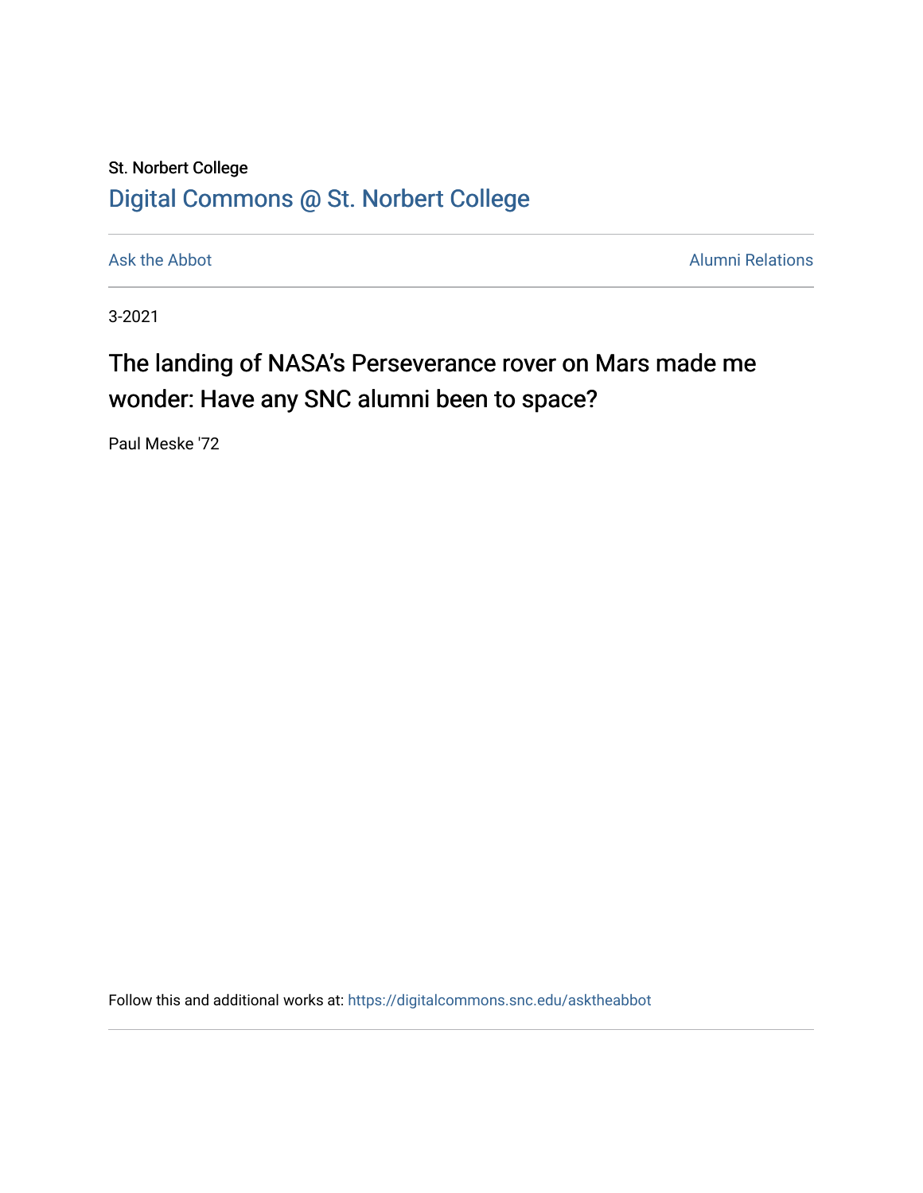St. Norbert College

[Digital Commons @ St. Norbert College](https://digitalcommons.snc.edu)

Ask the Abbot

Alumni Relations

3-2021

# The landing of NASA's Perseverance rover on Mars made me wonder: Have any SNC alumni been to space?

Paul Meske '72

Follow this and additional works at: https://digitalcommons.snc.edu/asktheabbot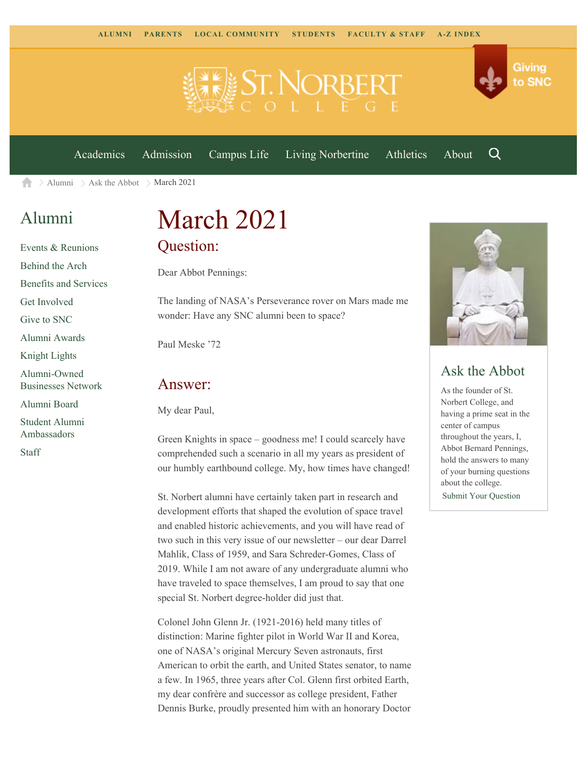ALUMNI PARENTS LOCAL COMMUNITY STUDENTS FACULTY & STAFF A-Z INDEX

Giving to SNC

Academics Admission Campus Life Living Norbertine Athletics About

Alumni > Ask the Abbot > March 2021

## Alumni

- Events & Reunions
- Behind the Arch
- Benefits and Services
- Get Involved
- Give to SNC
- Alumni Awards
- Knight Lights
- Alumni-Owned Businesses Network
- Alumni Board
- Student Alumni Ambassadors
- Staff

# March 2021

## Question:

Dear Abbot Pennings:

The landing of NASA's Perseverance rover on Mars made me wonder: Have any SNC alumni been to space?

Paul Meske '72

## Answer:

My dear Paul,

Green Knights in space – goodness me! I could scarcely have comprehended such a scenario in all my years as president of our humbly earthbound college. My, how times have changed!

St. Norbert alumni have certainly taken part in research and development efforts that shaped the evolution of space travel and enabled historic achievements, and you will have read of two such in this very issue of our newsletter – our dear Darrel Mahlik, Class of 1959, and Sara Schreder-Gomes, Class of 2019. While I am not aware of any undergraduate alumni who have traveled to space themselves, I am proud to say that one special St. Norbert degree-holder did just that.

Colonel John Glenn Jr. (1921-2016) held many titles of distinction: Marine fighter pilot in World War II and Korea, one of NASA's original Mercury Seven astronauts, first American to orbit the earth, and United States senator, to name a few. In 1965, three years after Col. Glenn first orbited Earth, my dear confrère and successor as college president, Father Dennis Burke, proudly presented him with an honorary Doctor

## Ask the Abbot

As the founder of St. Norbert College, and having a prime seat in the center of campus throughout the years, I, Abbot Bernard Pennings, hold the answers to many of your burning questions about the college.

Submit Your Question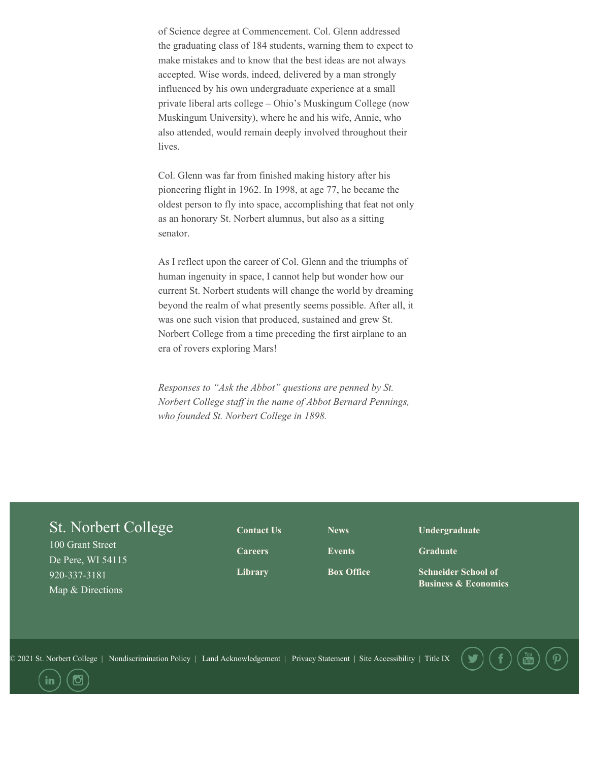of Science degree at Commencement. Col. Glenn addressed the graduating class of 184 students, warning them to expect to make mistakes and to know that the best ideas are not always accepted. Wise words, indeed, delivered by a man strongly influenced by his own undergraduate experience at a small private liberal arts college – Ohio's Muskingum College (now Muskingum University), where he and his wife, Annie, who also attended, would remain deeply involved throughout their lives.

Col. Glenn was far from finished making history after his pioneering flight in 1962. In 1998, at age 77, he became the oldest person to fly into space, accomplishing that feat not only as an honorary St. Norbert alumnus, but also as a sitting senator.

As I reflect upon the career of Col. Glenn and the triumphs of human ingenuity in space, I cannot help but wonder how our current St. Norbert students will change the world by dreaming beyond the realm of what presently seems possible. After all, it was one such vision that produced, sustained and grew St. Norbert College from a time preceding the first airplane to an era of rovers exploring Mars!

*Responses to "Ask the Abbot" questions are penned by St. Norbert College staff in the name of Abbot Bernard Pennings, who founded St. Norbert College in 1898.*

St. Norbert College
100 Grant Street
De Pere, WI 54115
920-337-3181
Map & Directions

**Contact Us**
**Careers**
**Library**
**News**
**Events**
**Box Office**
**Undergraduate**
**Graduate**
**Schneider School of Business & Economics**

© 2021 St. Norbert College | Nondiscrimination Policy | Land Acknowledgement | Privacy Statement | Site Accessibility | Title IX